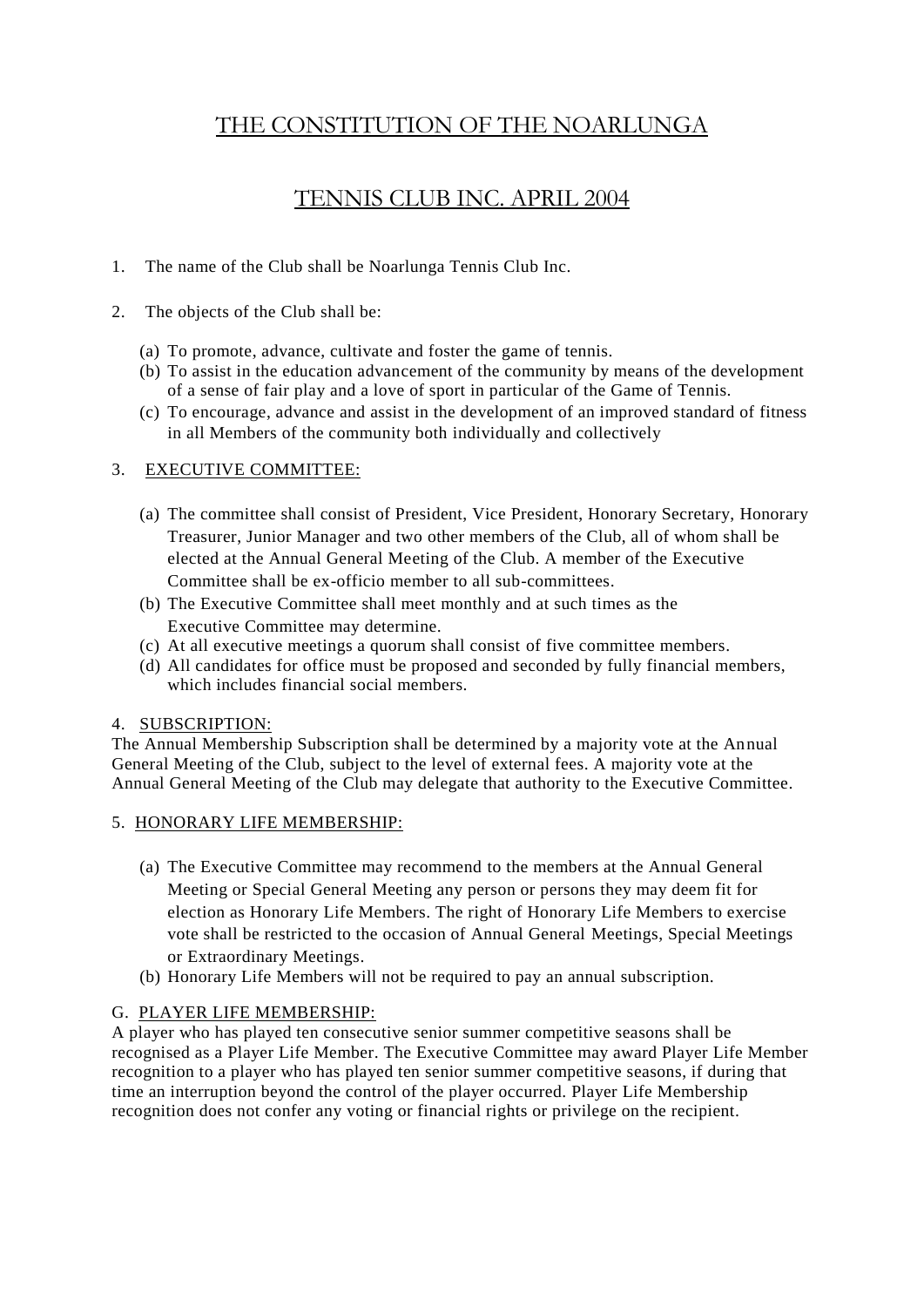# THE CONSTITUTION OF THE NOARLUNGA

# TENNIS CLUB INC. APRIL 2004

1. The name of the Club shall be Noarlunga Tennis Club Inc.

2. The objects of the Club shall be:

   (a) To promote, advance, cultivate and foster the game of tennis.
   (b) To assist in the education advancement of the community by means of the development of a sense of fair play and a love of sport in particular of the Game of Tennis.
   (c) To encourage, advance and assist in the development of an improved standard of fitness in all Members of the community both individually and collectively

3. EXECUTIVE COMMITTEE:

   (a) The committee shall consist of President, Vice President, Honorary Secretary, Honorary Treasurer, Junior Manager and two other members of the Club, all of whom shall be elected at the Annual General Meeting of the Club. A member of the Executive Committee shall be ex-officio member to all sub-committees.
   (b) The Executive Committee shall meet monthly and at such times as the Executive Committee may determine.
   (c) At all executive meetings a quorum shall consist of five committee members.
   (d) All candidates for office must be proposed and seconded by fully financial members, which includes financial social members.

4. SUBSCRIPTION:

The Annual Membership Subscription shall be determined by a majority vote at the Annual General Meeting of the Club, subject to the level of external fees. A majority vote at the Annual General Meeting of the Club may delegate that authority to the Executive Committee.

5. HONORARY LIFE MEMBERSHIP:

   (a) The Executive Committee may recommend to the members at the Annual General Meeting or Special General Meeting any person or persons they may deem fit for election as Honorary Life Members. The right of Honorary Life Members to exercise vote shall be restricted to the occasion of Annual General Meetings, Special Meetings or Extraordinary Meetings.
   (b) Honorary Life Members will not be required to pay an annual subscription.

G. PLAYER LIFE MEMBERSHIP:

A player who has played ten consecutive senior summer competitive seasons shall be recognised as a Player Life Member. The Executive Committee may award Player Life Member recognition to a player who has played ten senior summer competitive seasons, if during that time an interruption beyond the control of the player occurred. Player Life Membership recognition does not confer any voting or financial rights or privilege on the recipient.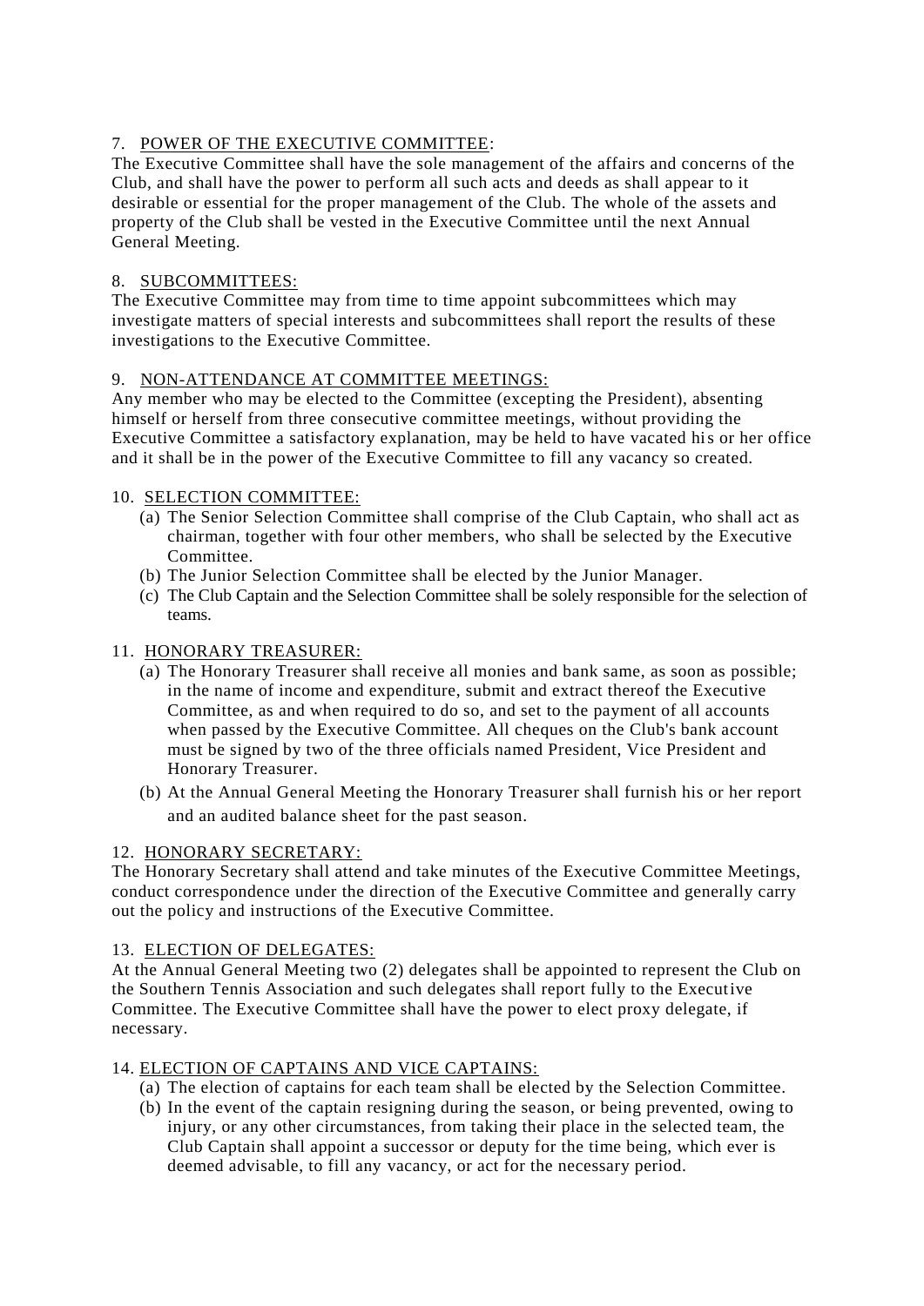7. <u>POWER OF THE EXECUTIVE COMMITTEE</u>:
The Executive Committee shall have the sole management of the affairs and concerns of the Club, and shall have the power to perform all such acts and deeds as shall appear to it desirable or essential for the proper management of the Club. The whole of the assets and property of the Club shall be vested in the Executive Committee until the next Annual General Meeting.

8. <u>SUBCOMMITTEES:</u>
The Executive Committee may from time to time appoint subcommittees which may investigate matters of special interests and subcommittees shall report the results of these investigations to the Executive Committee.

9. <u>NON-ATTENDANCE AT COMMITTEE MEETINGS:</u>
Any member who may be elected to the Committee (excepting the President), absenting himself or herself from three consecutive committee meetings, without providing the Executive Committee a satisfactory explanation, may be held to have vacated his or her office and it shall be in the power of the Executive Committee to fill any vacancy so created.

10. <u>SELECTION COMMITTEE:</u>

(a) The Senior Selection Committee shall comprise of the Club Captain, who shall act as chairman, together with four other members, who shall be selected by the Executive Committee.
(b) The Junior Selection Committee shall be elected by the Junior Manager.
(c) The Club Captain and the Selection Committee shall be solely responsible for the selection of teams.

11. <u>HONORARY TREASURER:</u>

(a) The Honorary Treasurer shall receive all monies and bank same, as soon as possible; in the name of income and expenditure, submit and extract thereof the Executive Committee, as and when required to do so, and set to the payment of all accounts when passed by the Executive Committee. All cheques on the Club's bank account must be signed by two of the three officials named President, Vice President and Honorary Treasurer.
(b) At the Annual General Meeting the Honorary Treasurer shall furnish his or her report and an audited balance sheet for the past season.

12. <u>HONORARY SECRETARY:</u>
The Honorary Secretary shall attend and take minutes of the Executive Committee Meetings, conduct correspondence under the direction of the Executive Committee and generally carry out the policy and instructions of the Executive Committee.

13. <u>ELECTION OF DELEGATES:</u>
At the Annual General Meeting two (2) delegates shall be appointed to represent the Club on the Southern Tennis Association and such delegates shall report fully to the Executive Committee. The Executive Committee shall have the power to elect proxy delegate, if necessary.

14. <u>ELECTION OF CAPTAINS AND VICE CAPTAINS:</u>

(a) The election of captains for each team shall be elected by the Selection Committee.
(b) In the event of the captain resigning during the season, or being prevented, owing to injury, or any other circumstances, from taking their place in the selected team, the Club Captain shall appoint a successor or deputy for the time being, which ever is deemed advisable, to fill any vacancy, or act for the necessary period.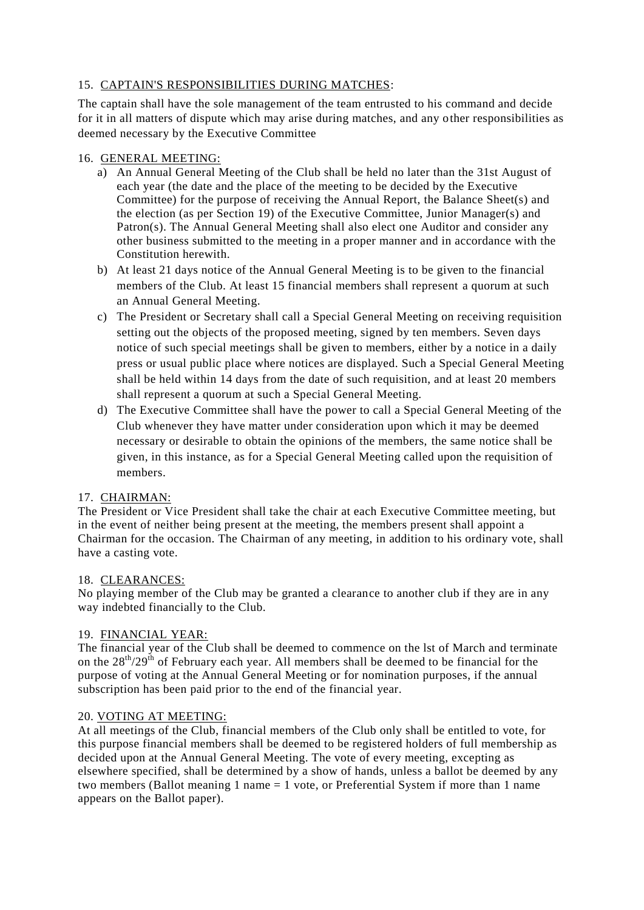15. CAPTAIN'S RESPONSIBILITIES DURING MATCHES:

The captain shall have the sole management of the team entrusted to his command and decide for it in all matters of dispute which may arise during matches, and any other responsibilities as deemed necessary by the Executive Committee

16. GENERAL MEETING:

a) An Annual General Meeting of the Club shall be held no later than the 31st August of each year (the date and the place of the meeting to be decided by the Executive Committee) for the purpose of receiving the Annual Report, the Balance Sheet(s) and the election (as per Section 19) of the Executive Committee, Junior Manager(s) and Patron(s). The Annual General Meeting shall also elect one Auditor and consider any other business submitted to the meeting in a proper manner and in accordance with the Constitution herewith.

b) At least 21 days notice of the Annual General Meeting is to be given to the financial members of the Club. At least 15 financial members shall represent a quorum at such an Annual General Meeting.

c) The President or Secretary shall call a Special General Meeting on receiving requisition setting out the objects of the proposed meeting, signed by ten members. Seven days notice of such special meetings shall be given to members, either by a notice in a daily press or usual public place where notices are displayed. Such a Special General Meeting shall be held within 14 days from the date of such requisition, and at least 20 members shall represent a quorum at such a Special General Meeting.

d) The Executive Committee shall have the power to call a Special General Meeting of the Club whenever they have matter under consideration upon which it may be deemed necessary or desirable to obtain the opinions of the members, the same notice shall be given, in this instance, as for a Special General Meeting called upon the requisition of members.

17. CHAIRMAN:

The President or Vice President shall take the chair at each Executive Committee meeting, but in the event of neither being present at the meeting, the members present shall appoint a Chairman for the occasion. The Chairman of any meeting, in addition to his ordinary vote, shall have a casting vote.

18. CLEARANCES:

No playing member of the Club may be granted a clearance to another club if they are in any way indebted financially to the Club.

19. FINANCIAL YEAR:

The financial year of the Club shall be deemed to commence on the lst of March and terminate on the 28th/29th of February each year. All members shall be deemed to be financial for the purpose of voting at the Annual General Meeting or for nomination purposes, if the annual subscription has been paid prior to the end of the financial year.

20. VOTING AT MEETING:

At all meetings of the Club, financial members of the Club only shall be entitled to vote, for this purpose financial members shall be deemed to be registered holders of full membership as decided upon at the Annual General Meeting. The vote of every meeting, excepting as elsewhere specified, shall be determined by a show of hands, unless a ballot be deemed by any two members (Ballot meaning 1 name = 1 vote, or Preferential System if more than 1 name appears on the Ballot paper).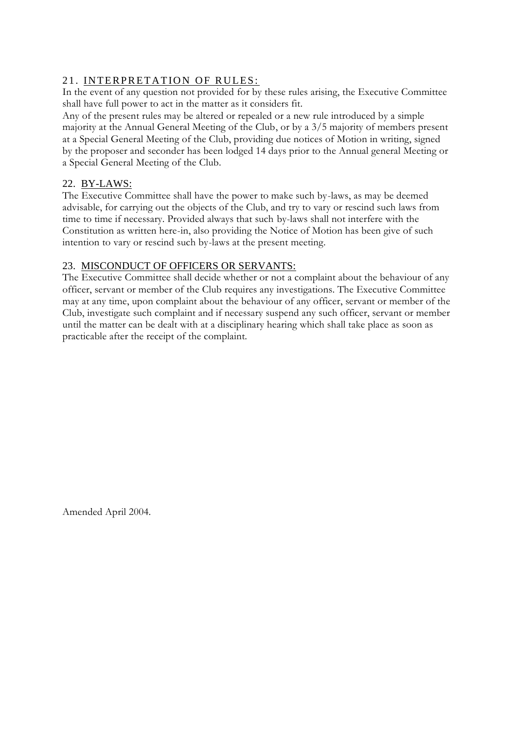## 21. INTERPRETATION OF RULES:

In the event of any question not provided for by these rules arising, the Executive Committee shall have full power to act in the matter as it considers fit.

Any of the present rules may be altered or repealed or a new rule introduced by a simple majority at the Annual General Meeting of the Club, or by a 3/5 majority of members present at a Special General Meeting of the Club, providing due notices of Motion in writing, signed by the proposer and seconder has been lodged 14 days prior to the Annual general Meeting or a Special General Meeting of the Club.

## 22. BY-LAWS:

The Executive Committee shall have the power to make such by-laws, as may be deemed advisable, for carrying out the objects of the Club, and try to vary or rescind such laws from time to time if necessary. Provided always that such by-laws shall not interfere with the Constitution as written here-in, also providing the Notice of Motion has been give of such intention to vary or rescind such by-laws at the present meeting.

## 23. MISCONDUCT OF OFFICERS OR SERVANTS:

The Executive Committee shall decide whether or not a complaint about the behaviour of any officer, servant or member of the Club requires any investigations. The Executive Committee may at any time, upon complaint about the behaviour of any officer, servant or member of the Club, investigate such complaint and if necessary suspend any such officer, servant or member until the matter can be dealt with at a disciplinary hearing which shall take place as soon as practicable after the receipt of the complaint.

Amended April 2004.